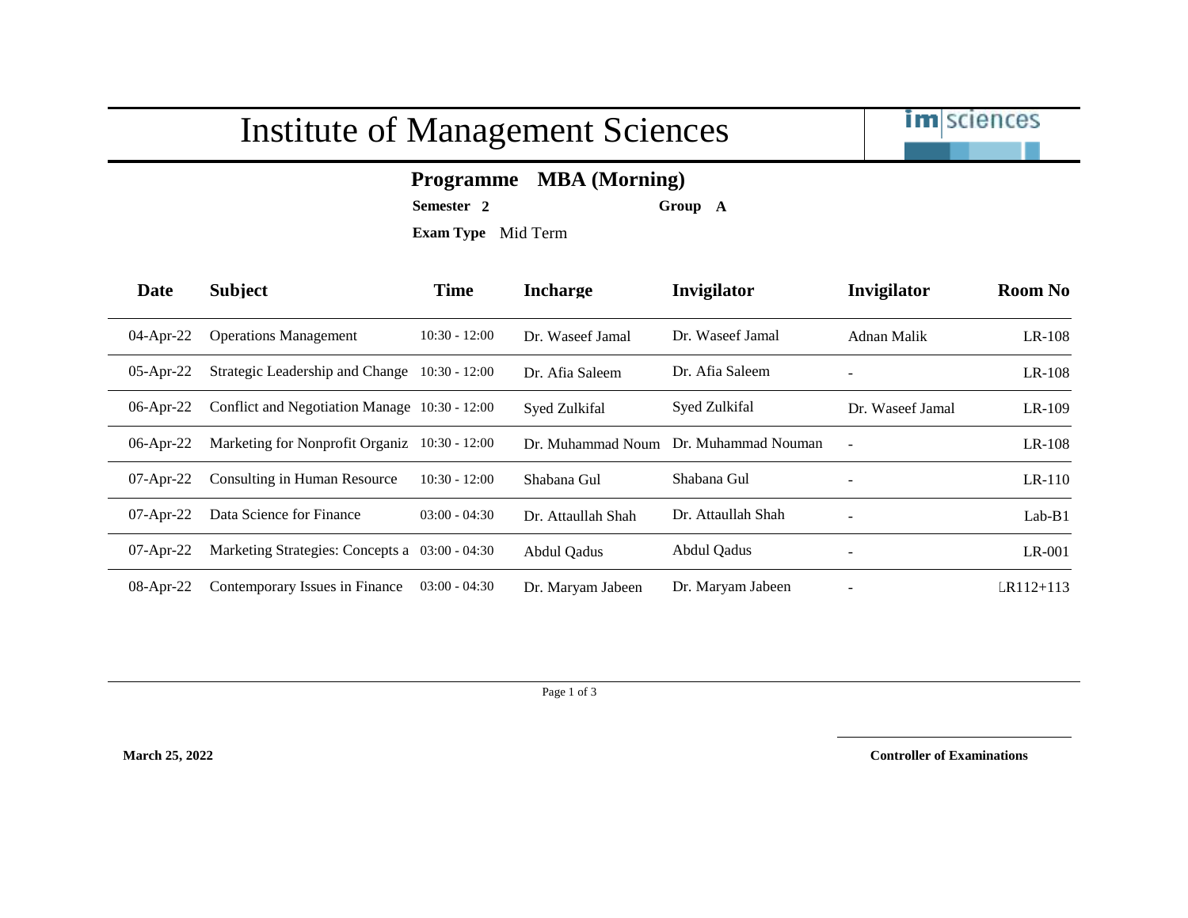# Institute of Management Sciences

imsciences

**Programme MBA (Morning)**

**Semester** 2 **Group** A

**Exam Type** Mid Term

| Date | Subject | Time | Incharge | Invigilator | Invigilator | Room No |
|---|---|---|---|---|---|---|
| 04-Apr-22 | Operations Management | 10:30 - 12:00 | Dr. Waseef Jamal | Dr. Waseef Jamal | Adnan Malik | LR-108 |
| 05-Apr-22 | Strategic Leadership and Change | 10:30 - 12:00 | Dr. Afia Saleem | Dr. Afia Saleem | - | LR-108 |
| 06-Apr-22 | Conflict and Negotiation Manage | 10:30 - 12:00 | Syed Zulkifal | Syed Zulkifal | Dr. Waseef Jamal | LR-109 |
| 06-Apr-22 | Marketing for Nonprofit Organiz | 10:30 - 12:00 | Dr. Muhammad Noum | Dr. Muhammad Nouman | - | LR-108 |
| 07-Apr-22 | Consulting in Human Resource | 10:30 - 12:00 | Shabana Gul | Shabana Gul | - | LR-110 |
| 07-Apr-22 | Data Science for Finance | 03:00 - 04:30 | Dr. Attaullah Shah | Dr. Attaullah Shah | - | Lab-B1 |
| 07-Apr-22 | Marketing Strategies: Concepts a | 03:00 - 04:30 | Abdul Qadus | Abdul Qadus | - | LR-001 |
| 08-Apr-22 | Contemporary Issues in Finance | 03:00 - 04:30 | Dr. Maryam Jabeen | Dr. Maryam Jabeen | - | LR112+113 |

**March 25, 2022**

**Controller of Examinations**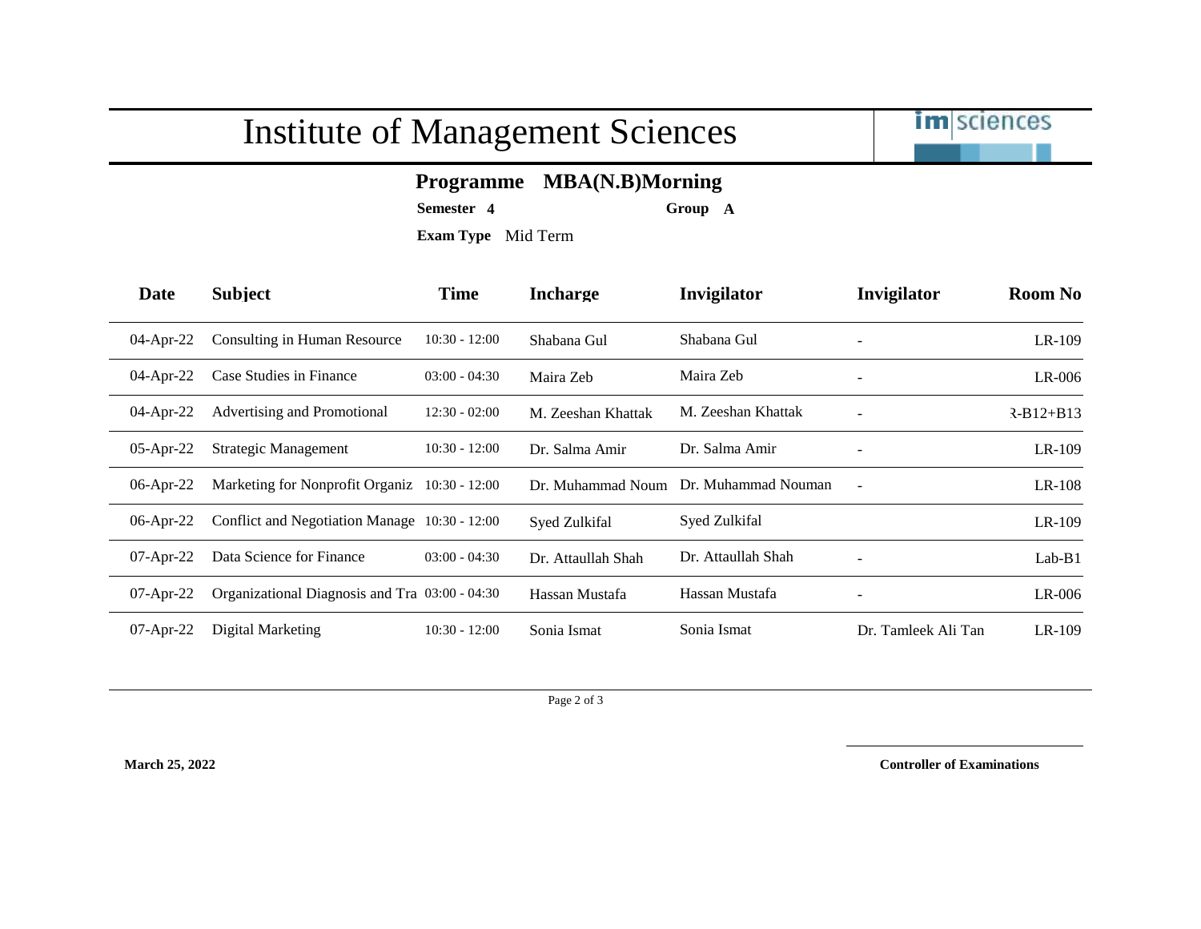# Institute of Management Sciences

**Programme MBA(N.B)Morning**

**Semester 4** **Group A**

**Exam Type** Mid Term

| Date | Subject | Time | Incharge | Invigilator | Invigilator | Room No |
|---|---|---|---|---|---|---|
| 04-Apr-22 | Consulting in Human Resource | 10:30 - 12:00 | Shabana Gul | Shabana Gul | - | LR-109 |
| 04-Apr-22 | Case Studies in Finance | 03:00 - 04:30 | Maira Zeb | Maira Zeb | - | LR-006 |
| 04-Apr-22 | Advertising and Promotional | 12:30 - 02:00 | M. Zeeshan Khattak | M. Zeeshan Khattak | - | R-B12+B13 |
| 05-Apr-22 | Strategic Management | 10:30 - 12:00 | Dr. Salma Amir | Dr. Salma Amir | - | LR-109 |
| 06-Apr-22 | Marketing for Nonprofit Organiz | 10:30 - 12:00 | Dr. Muhammad Noum | Dr. Muhammad Nouman | - | LR-108 |
| 06-Apr-22 | Conflict and Negotiation Manage | 10:30 - 12:00 | Syed Zulkifal | Syed Zulkifal | | LR-109 |
| 07-Apr-22 | Data Science for Finance | 03:00 - 04:30 | Dr. Attaullah Shah | Dr. Attaullah Shah | - | Lab-B1 |
| 07-Apr-22 | Organizational Diagnosis and Tra | 03:00 - 04:30 | Hassan Mustafa | Hassan Mustafa | - | LR-006 |
| 07-Apr-22 | Digital Marketing | 10:30 - 12:00 | Sonia Ismat | Sonia Ismat | Dr. Tamleek Ali Tan | LR-109 |

**March 25, 2022**

**Controller of Examinations**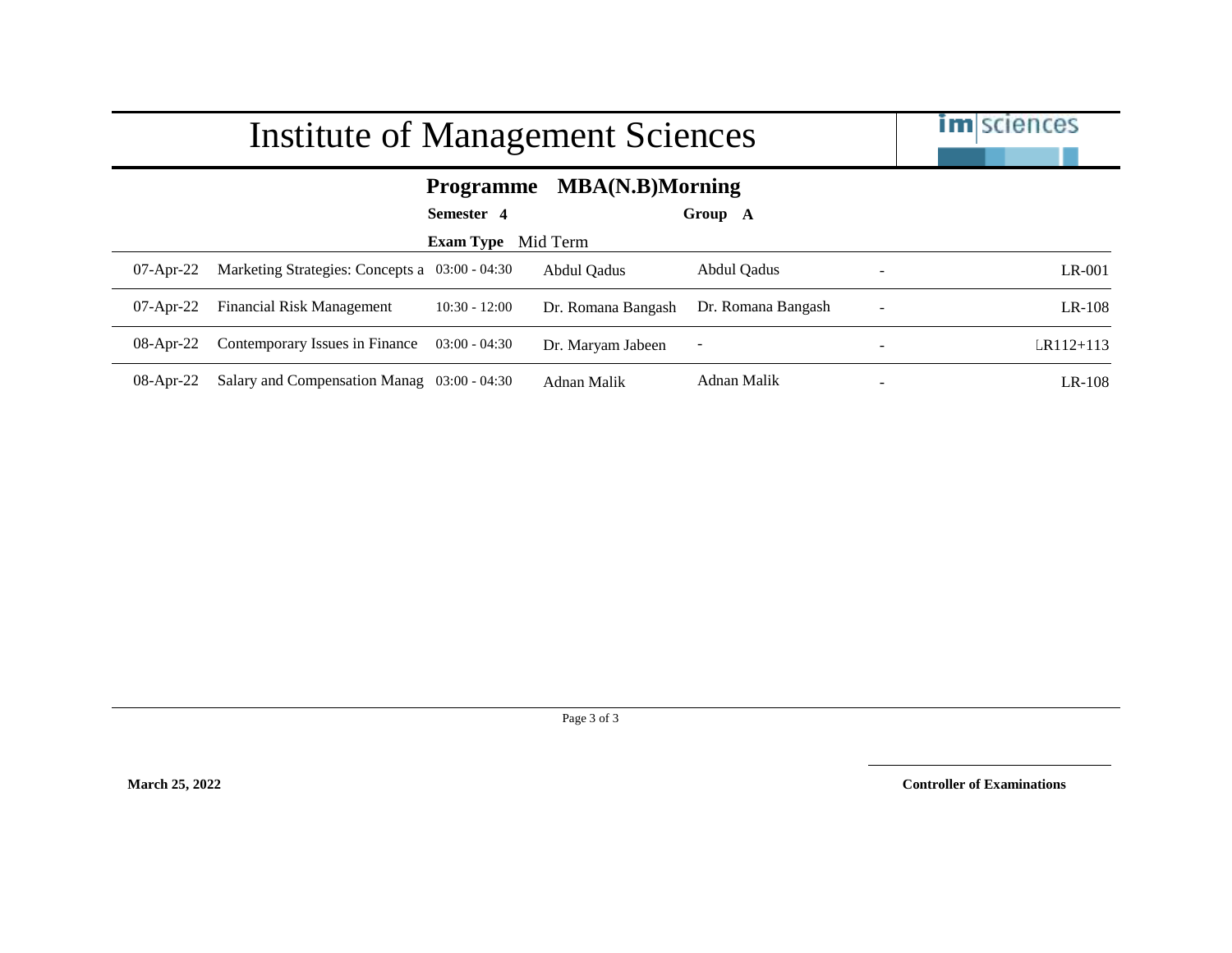# Institute of Management Sciences

im|sciences

**Programme MBA(N.B)Morning**

**Semester 4** **Group A**

**Exam Type** Mid Term

| | | | | | | |
|---|---|---|---|---|---|---|
| 07-Apr-22 | Marketing Strategies: Concepts a | 03:00 - 04:30 | Abdul Qadus | Abdul Qadus | - | LR-001 |
| 07-Apr-22 | Financial Risk Management | 10:30 - 12:00 | Dr. Romana Bangash | Dr. Romana Bangash | - | LR-108 |
| 08-Apr-22 | Contemporary Issues in Finance | 03:00 - 04:30 | Dr. Maryam Jabeen | - | - | LR112+113 |
| 08-Apr-22 | Salary and Compensation Manag | 03:00 - 04:30 | Adnan Malik | Adnan Malik | - | LR-108 |

**March 25, 2022**

**Controller of Examinations**